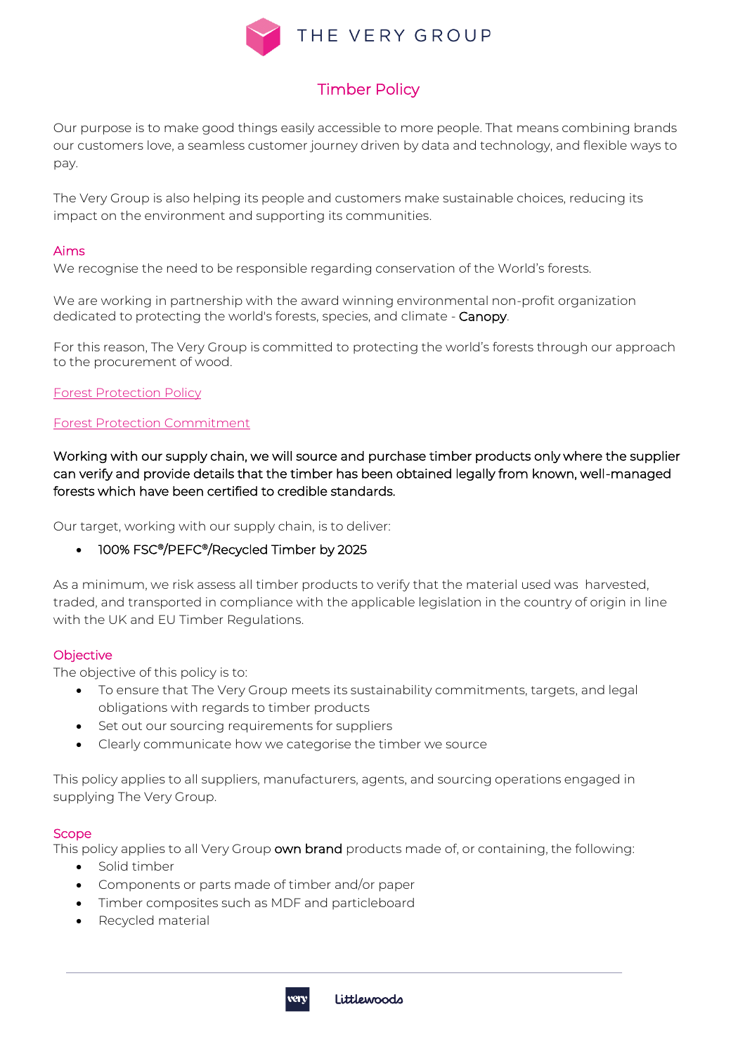THE VERY GROUP

# Timber Policy

Our purpose is to make good things easily accessible to more people. That means combining brands our customers love, a seamless customer journey driven by data and technology, and flexible ways to pay.

The Very Group is also helping its people and customers make sustainable choices, reducing its impact on the environment and supporting its communities.

## Aims

We recognise the need to be responsible regarding conservation of the World's forests.

We are working in partnership with the award winning environmental non-profit organization dedicated to protecting the world's forests, species, and climate - Canopy.

For this reason, The Very Group is committed to protecting the world's forests through our approach to the procurement of wood.

Forest Protection Policy

Forest Protection Commitment

Working with our supply chain, we will source and purchase timber products only where the supplier can verify and provide details that the timber has been obtained legally from known, well-managed forests which have been certified to credible standards.

Our target, working with our supply chain, is to deliver:

- 100% FSC®/PEFC®/Recycled Timber by 2025

As a minimum, we risk assess all timber products to verify that the material used was harvested, traded, and transported in compliance with the applicable legislation in the country of origin in line with the UK and EU Timber Regulations.

## Objective

The objective of this policy is to:

- To ensure that The Very Group meets its sustainability commitments, targets, and legal obligations with regards to timber products
- Set out our sourcing requirements for suppliers
- Clearly communicate how we categorise the timber we source

This policy applies to all suppliers, manufacturers, agents, and sourcing operations engaged in supplying The Very Group.

## Scope

This policy applies to all Very Group own brand products made of, or containing, the following:

- Solid timber
- Components or parts made of timber and/or paper
- Timber composites such as MDF and particleboard
- Recycled material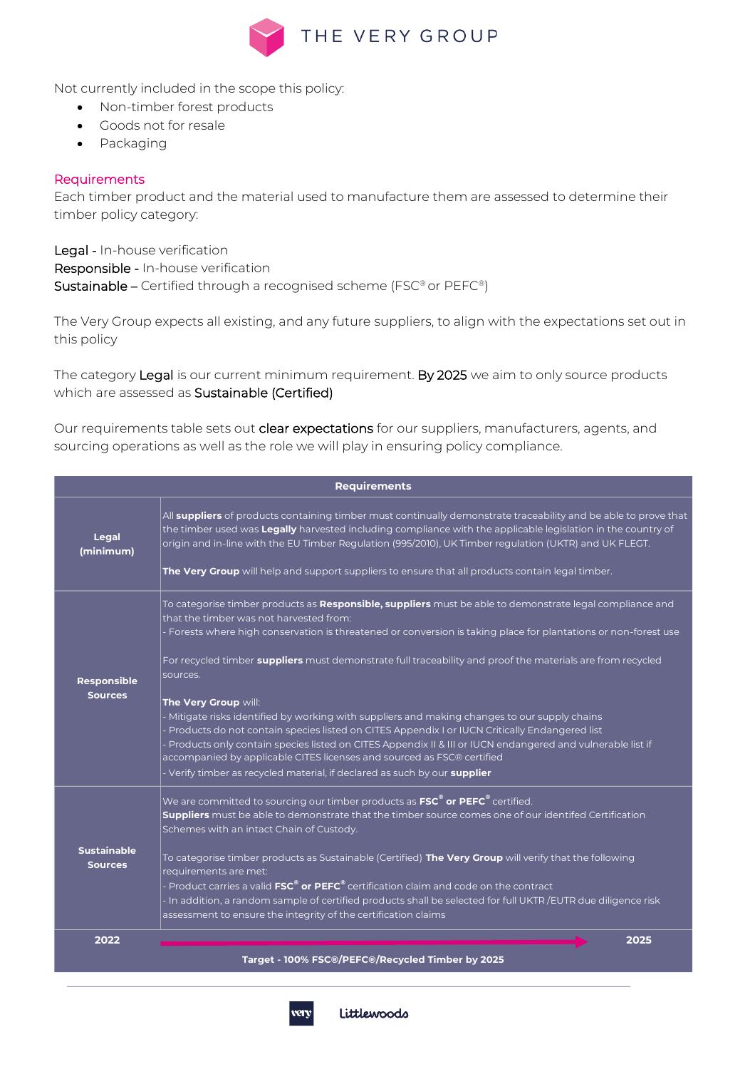Not currently included in the scope this policy:

- Non-timber forest products
- Goods not for resale
- Packaging

## Requirements

Each timber product and the material used to manufacture them are assessed to determine their timber policy category:

Legal - In-house verification
Responsible - In-house verification
Sustainable – Certified through a recognised scheme (FSC® or PEFC®)

The Very Group expects all existing, and any future suppliers, to align with the expectations set out in this policy

The category Legal is our current minimum requirement. By 2025 we aim to only source products which are assessed as Sustainable (Certified)

Our requirements table sets out clear expectations for our suppliers, manufacturers, agents, and sourcing operations as well as the role we will play in ensuring policy compliance.

| Requirements | |
|---|---|
| **Legal (minimum)** | All **suppliers** of products containing timber must continually demonstrate traceability and be able to prove that the timber used was **Legally** harvested including compliance with the applicable legislation in the country of origin and in-line with the EU Timber Regulation (995/2010), UK Timber regulation (UKTR) and UK FLEGT.<br><br>**The Very Group** will help and support suppliers to ensure that all products contain legal timber. |
| **Responsible Sources** | To categorise timber products as **Responsible, suppliers** must be able to demonstrate legal compliance and that the timber was not harvested from:<br>- Forests where high conservation is threatened or conversion is taking place for plantations or non-forest use<br><br>For recycled timber **suppliers** must demonstrate full traceability and proof the materials are from recycled sources.<br><br>**The Very Group** will:<br>- Mitigate risks identified by working with suppliers and making changes to our supply chains<br>- Products do not contain species listed on CITES Appendix I or IUCN Critically Endangered list<br>- Products only contain species listed on CITES Appendix II & III or IUCN endangered and vulnerable list if accompanied by applicable CITES licenses and sourced as FSC® certified<br>- Verify timber as recycled material, if declared as such by our **supplier** |
| **Sustainable Sources** | We are committed to sourcing our timber products as **FSC® or PEFC®** certified.<br>**Suppliers** must be able to demonstrate that the timber source comes one of our identifed Certification Schemes with an intact Chain of Custody.<br><br>To categorise timber products as Sustainable (Certified) **The Very Group** will verify that the following requirements are met:<br>- Product carries a valid **FSC® or PEFC®** certification claim and code on the contract<br>- In addition, a random sample of certified products shall be selected for full UKTR /EUTR due diligence risk assessment to ensure the integrity of the certification claims |
| **2022** | → **2025** |
| | **Target - 100% FSC®/PEFC®/Recycled Timber by 2025** |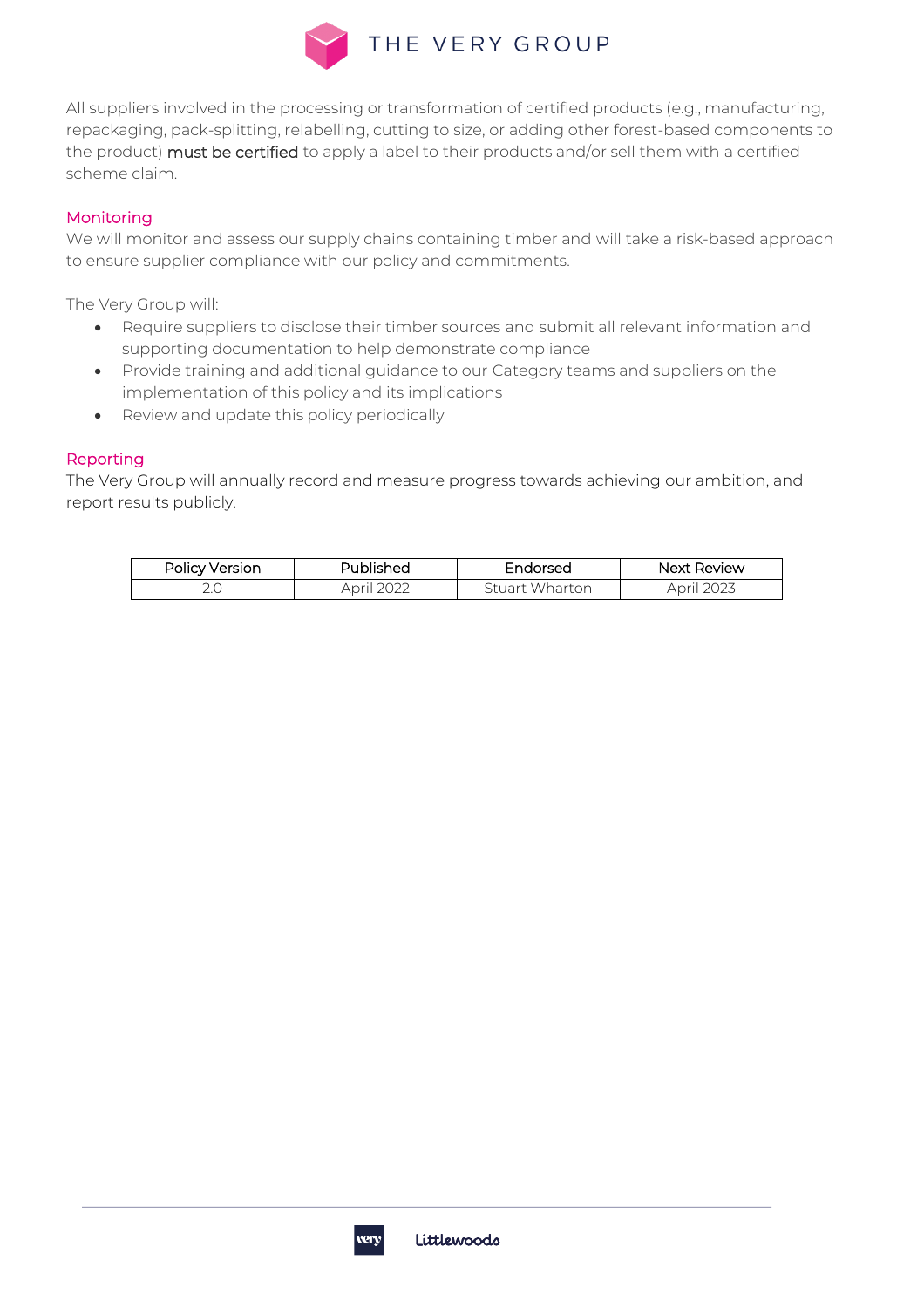All suppliers involved in the processing or transformation of certified products (e.g., manufacturing, repackaging, pack-splitting, relabelling, cutting to size, or adding other forest-based components to the product) must be certified to apply a label to their products and/or sell them with a certified scheme claim.

## Monitoring

We will monitor and assess our supply chains containing timber and will take a risk-based approach to ensure supplier compliance with our policy and commitments.

The Very Group will:

- Require suppliers to disclose their timber sources and submit all relevant information and supporting documentation to help demonstrate compliance
- Provide training and additional guidance to our Category teams and suppliers on the implementation of this policy and its implications
- Review and update this policy periodically

## Reporting

The Very Group will annually record and measure progress towards achieving our ambition, and report results publicly.

| Policy Version | Published | Endorsed | Next Review |
|---|---|---|---|
| 2.0 | April 2022 | Stuart Wharton | April 2023 |